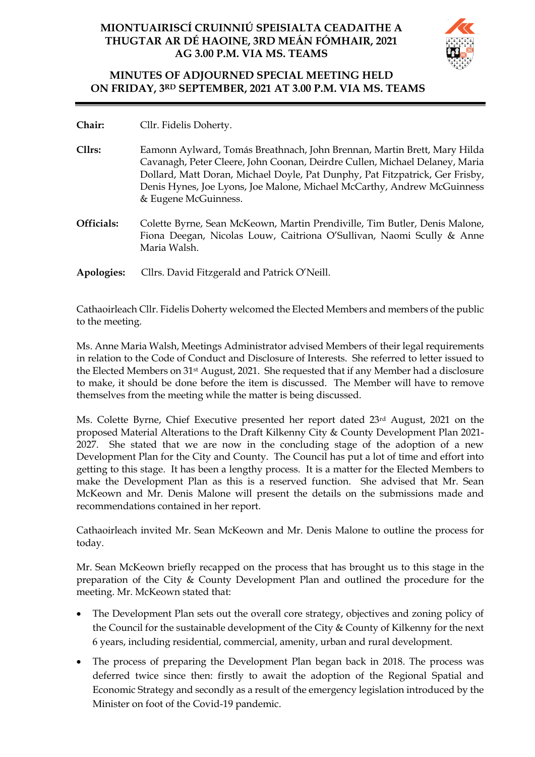# MIONTUAIRISCÍ CRUINNIÚ SPEISIALTA CEADAITHE A THUGTAR AR DÉ HAOINE, 3RD MEÁN FÓMHAIR, 2021 AG 3.00 P.M. VIA MS. TEAMS

# MINUTES OF ADJOURNED SPECIAL MEETING HELD ON FRIDAY, 3RD SEPTEMBER, 2021 AT 3.00 P.M. VIA MS. TEAMS

---

**Chair:** Cllr. Fidelis Doherty.

**Cllrs:** Eamonn Aylward, Tomás Breathnach, John Brennan, Martin Brett, Mary Hilda Cavanagh, Peter Cleere, John Coonan, Deirdre Cullen, Michael Delaney, Maria Dollard, Matt Doran, Michael Doyle, Pat Dunphy, Pat Fitzpatrick, Ger Frisby, Denis Hynes, Joe Lyons, Joe Malone, Michael McCarthy, Andrew McGuinness & Eugene McGuinness.

**Officials:** Colette Byrne, Sean McKeown, Martin Prendiville, Tim Butler, Denis Malone, Fiona Deegan, Nicolas Louw, Caitriona O'Sullivan, Naomi Scully & Anne Maria Walsh.

**Apologies:** Cllrs. David Fitzgerald and Patrick O'Neill.

Cathaoirleach Cllr. Fidelis Doherty welcomed the Elected Members and members of the public to the meeting.

Ms. Anne Maria Walsh, Meetings Administrator advised Members of their legal requirements in relation to the Code of Conduct and Disclosure of Interests. She referred to letter issued to the Elected Members on 31st August, 2021. She requested that if any Member had a disclosure to make, it should be done before the item is discussed. The Member will have to remove themselves from the meeting while the matter is being discussed.

Ms. Colette Byrne, Chief Executive presented her report dated 23rd August, 2021 on the proposed Material Alterations to the Draft Kilkenny City & County Development Plan 2021-2027. She stated that we are now in the concluding stage of the adoption of a new Development Plan for the City and County. The Council has put a lot of time and effort into getting to this stage. It has been a lengthy process. It is a matter for the Elected Members to make the Development Plan as this is a reserved function. She advised that Mr. Sean McKeown and Mr. Denis Malone will present the details on the submissions made and recommendations contained in her report.

Cathaoirleach invited Mr. Sean McKeown and Mr. Denis Malone to outline the process for today.

Mr. Sean McKeown briefly recapped on the process that has brought us to this stage in the preparation of the City & County Development Plan and outlined the procedure for the meeting. Mr. McKeown stated that:

- The Development Plan sets out the overall core strategy, objectives and zoning policy of the Council for the sustainable development of the City & County of Kilkenny for the next 6 years, including residential, commercial, amenity, urban and rural development.
- The process of preparing the Development Plan began back in 2018. The process was deferred twice since then: firstly to await the adoption of the Regional Spatial and Economic Strategy and secondly as a result of the emergency legislation introduced by the Minister on foot of the Covid-19 pandemic.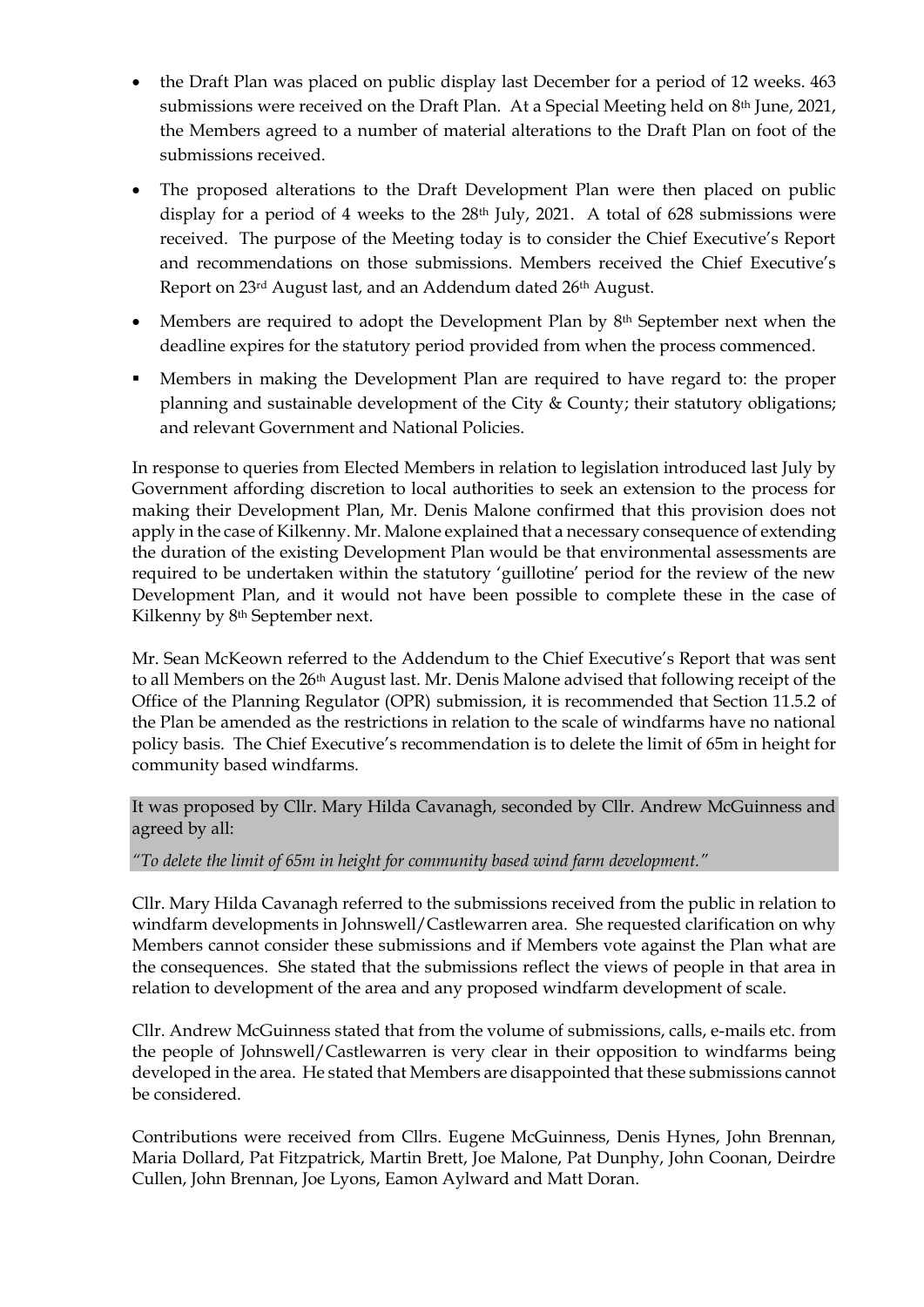- the Draft Plan was placed on public display last December for a period of 12 weeks. 463 submissions were received on the Draft Plan. At a Special Meeting held on 8th June, 2021, the Members agreed to a number of material alterations to the Draft Plan on foot of the submissions received.
- The proposed alterations to the Draft Development Plan were then placed on public display for a period of 4 weeks to the 28th July, 2021. A total of 628 submissions were received. The purpose of the Meeting today is to consider the Chief Executive's Report and recommendations on those submissions. Members received the Chief Executive's Report on 23rd August last, and an Addendum dated 26th August.
- Members are required to adopt the Development Plan by 8th September next when the deadline expires for the statutory period provided from when the process commenced.
- Members in making the Development Plan are required to have regard to: the proper planning and sustainable development of the City & County; their statutory obligations; and relevant Government and National Policies.

In response to queries from Elected Members in relation to legislation introduced last July by Government affording discretion to local authorities to seek an extension to the process for making their Development Plan, Mr. Denis Malone confirmed that this provision does not apply in the case of Kilkenny. Mr. Malone explained that a necessary consequence of extending the duration of the existing Development Plan would be that environmental assessments are required to be undertaken within the statutory 'guillotine' period for the review of the new Development Plan, and it would not have been possible to complete these in the case of Kilkenny by 8th September next.

Mr. Sean McKeown referred to the Addendum to the Chief Executive's Report that was sent to all Members on the 26th August last. Mr. Denis Malone advised that following receipt of the Office of the Planning Regulator (OPR) submission, it is recommended that Section 11.5.2 of the Plan be amended as the restrictions in relation to the scale of windfarms have no national policy basis. The Chief Executive's recommendation is to delete the limit of 65m in height for community based windfarms.

It was proposed by Cllr. Mary Hilda Cavanagh, seconded by Cllr. Andrew McGuinness and agreed by all:

*"To delete the limit of 65m in height for community based wind farm development."*

Cllr. Mary Hilda Cavanagh referred to the submissions received from the public in relation to windfarm developments in Johnswell/Castlewarren area. She requested clarification on why Members cannot consider these submissions and if Members vote against the Plan what are the consequences. She stated that the submissions reflect the views of people in that area in relation to development of the area and any proposed windfarm development of scale.

Cllr. Andrew McGuinness stated that from the volume of submissions, calls, e-mails etc. from the people of Johnswell/Castlewarren is very clear in their opposition to windfarms being developed in the area. He stated that Members are disappointed that these submissions cannot be considered.

Contributions were received from Cllrs. Eugene McGuinness, Denis Hynes, John Brennan, Maria Dollard, Pat Fitzpatrick, Martin Brett, Joe Malone, Pat Dunphy, John Coonan, Deirdre Cullen, John Brennan, Joe Lyons, Eamon Aylward and Matt Doran.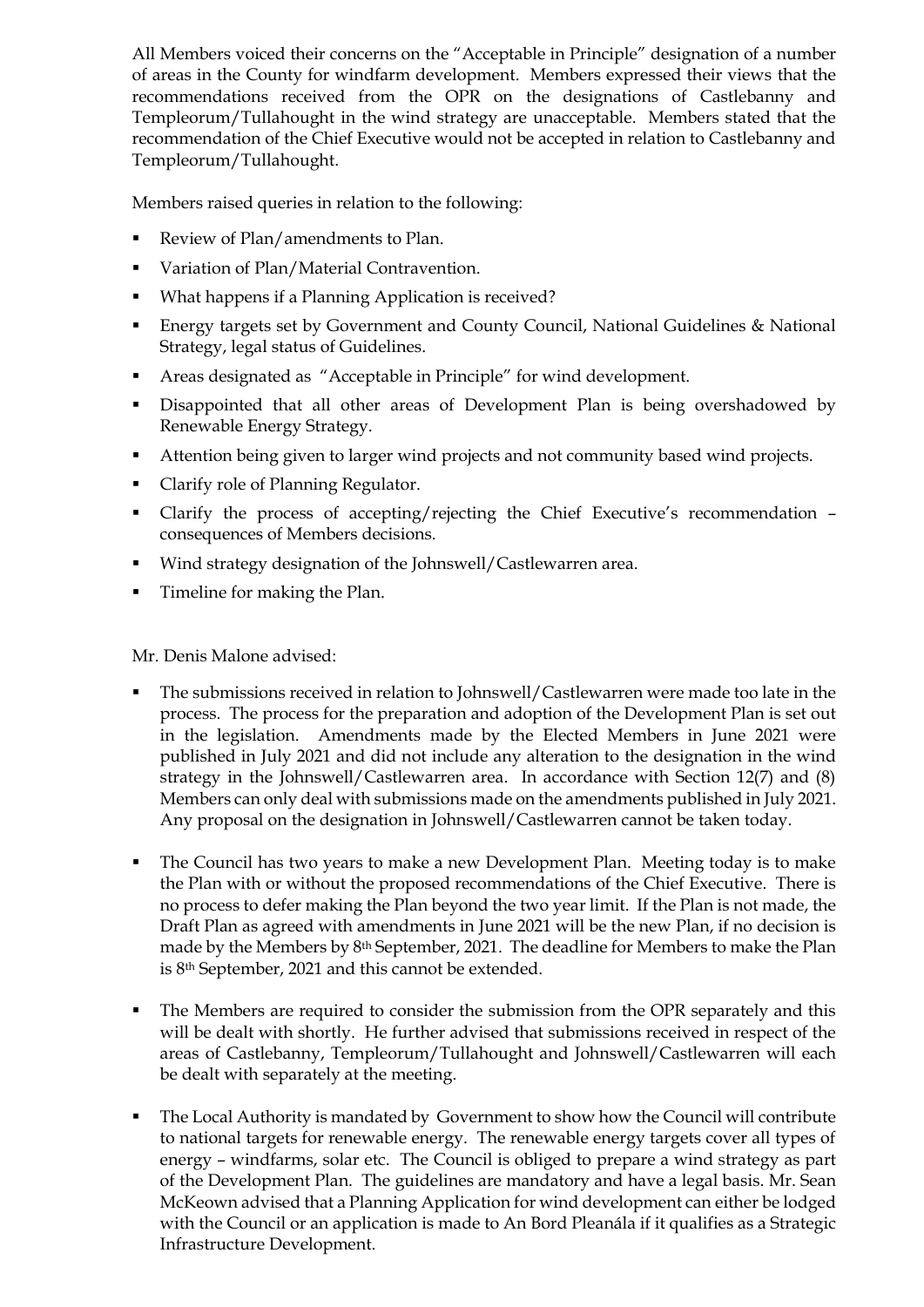All Members voiced their concerns on the "Acceptable in Principle" designation of a number of areas in the County for windfarm development. Members expressed their views that the recommendations received from the OPR on the designations of Castlebanny and Templeorum/Tullahought in the wind strategy are unacceptable. Members stated that the recommendation of the Chief Executive would not be accepted in relation to Castlebanny and Templeorum/Tullahought.

Members raised queries in relation to the following:

- Review of Plan/amendments to Plan.
- Variation of Plan/Material Contravention.
- What happens if a Planning Application is received?
- Energy targets set by Government and County Council, National Guidelines & National Strategy, legal status of Guidelines.
- Areas designated as "Acceptable in Principle" for wind development.
- Disappointed that all other areas of Development Plan is being overshadowed by Renewable Energy Strategy.
- Attention being given to larger wind projects and not community based wind projects.
- Clarify role of Planning Regulator.
- Clarify the process of accepting/rejecting the Chief Executive's recommendation – consequences of Members decisions.
- Wind strategy designation of the Johnswell/Castlewarren area.
- Timeline for making the Plan.

Mr. Denis Malone advised:

- The submissions received in relation to Johnswell/Castlewarren were made too late in the process. The process for the preparation and adoption of the Development Plan is set out in the legislation. Amendments made by the Elected Members in June 2021 were published in July 2021 and did not include any alteration to the designation in the wind strategy in the Johnswell/Castlewarren area. In accordance with Section 12(7) and (8) Members can only deal with submissions made on the amendments published in July 2021. Any proposal on the designation in Johnswell/Castlewarren cannot be taken today.

- The Council has two years to make a new Development Plan. Meeting today is to make the Plan with or without the proposed recommendations of the Chief Executive. There is no process to defer making the Plan beyond the two year limit. If the Plan is not made, the Draft Plan as agreed with amendments in June 2021 will be the new Plan, if no decision is made by the Members by 8th September, 2021. The deadline for Members to make the Plan is 8th September, 2021 and this cannot be extended.

- The Members are required to consider the submission from the OPR separately and this will be dealt with shortly. He further advised that submissions received in respect of the areas of Castlebanny, Templeorum/Tullahought and Johnswell/Castlewarren will each be dealt with separately at the meeting.

- The Local Authority is mandated by Government to show how the Council will contribute to national targets for renewable energy. The renewable energy targets cover all types of energy – windfarms, solar etc. The Council is obliged to prepare a wind strategy as part of the Development Plan. The guidelines are mandatory and have a legal basis. Mr. Sean McKeown advised that a Planning Application for wind development can either be lodged with the Council or an application is made to An Bord Pleanála if it qualifies as a Strategic Infrastructure Development.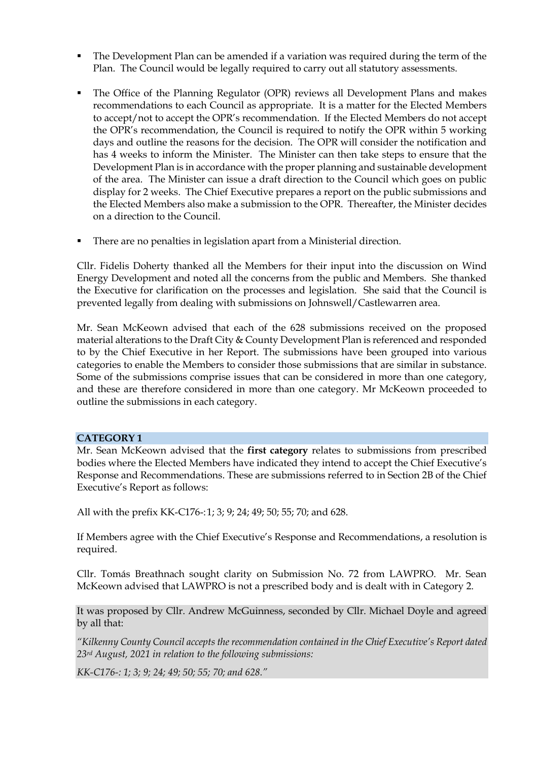- The Development Plan can be amended if a variation was required during the term of the Plan. The Council would be legally required to carry out all statutory assessments.

- The Office of the Planning Regulator (OPR) reviews all Development Plans and makes recommendations to each Council as appropriate. It is a matter for the Elected Members to accept/not to accept the OPR's recommendation. If the Elected Members do not accept the OPR's recommendation, the Council is required to notify the OPR within 5 working days and outline the reasons for the decision. The OPR will consider the notification and has 4 weeks to inform the Minister. The Minister can then take steps to ensure that the Development Plan is in accordance with the proper planning and sustainable development of the area. The Minister can issue a draft direction to the Council which goes on public display for 2 weeks. The Chief Executive prepares a report on the public submissions and the Elected Members also make a submission to the OPR. Thereafter, the Minister decides on a direction to the Council.

- There are no penalties in legislation apart from a Ministerial direction.

Cllr. Fidelis Doherty thanked all the Members for their input into the discussion on Wind Energy Development and noted all the concerns from the public and Members. She thanked the Executive for clarification on the processes and legislation. She said that the Council is prevented legally from dealing with submissions on Johnswell/Castlewarren area.

Mr. Sean McKeown advised that each of the 628 submissions received on the proposed material alterations to the Draft City & County Development Plan is referenced and responded to by the Chief Executive in her Report. The submissions have been grouped into various categories to enable the Members to consider those submissions that are similar in substance. Some of the submissions comprise issues that can be considered in more than one category, and these are therefore considered in more than one category. Mr McKeown proceeded to outline the submissions in each category.

## CATEGORY 1

Mr. Sean McKeown advised that the **first category** relates to submissions from prescribed bodies where the Elected Members have indicated they intend to accept the Chief Executive's Response and Recommendations. These are submissions referred to in Section 2B of the Chief Executive's Report as follows:

All with the prefix KK-C176-:1; 3; 9; 24; 49; 50; 55; 70; and 628.

If Members agree with the Chief Executive's Response and Recommendations, a resolution is required.

Cllr. Tomás Breathnach sought clarity on Submission No. 72 from LAWPRO. Mr. Sean McKeown advised that LAWPRO is not a prescribed body and is dealt with in Category 2.

It was proposed by Cllr. Andrew McGuinness, seconded by Cllr. Michael Doyle and agreed by all that:

*"Kilkenny County Council accepts the recommendation contained in the Chief Executive's Report dated 23rd August, 2021 in relation to the following submissions:*

*KK-C176-: 1; 3; 9; 24; 49; 50; 55; 70; and 628."*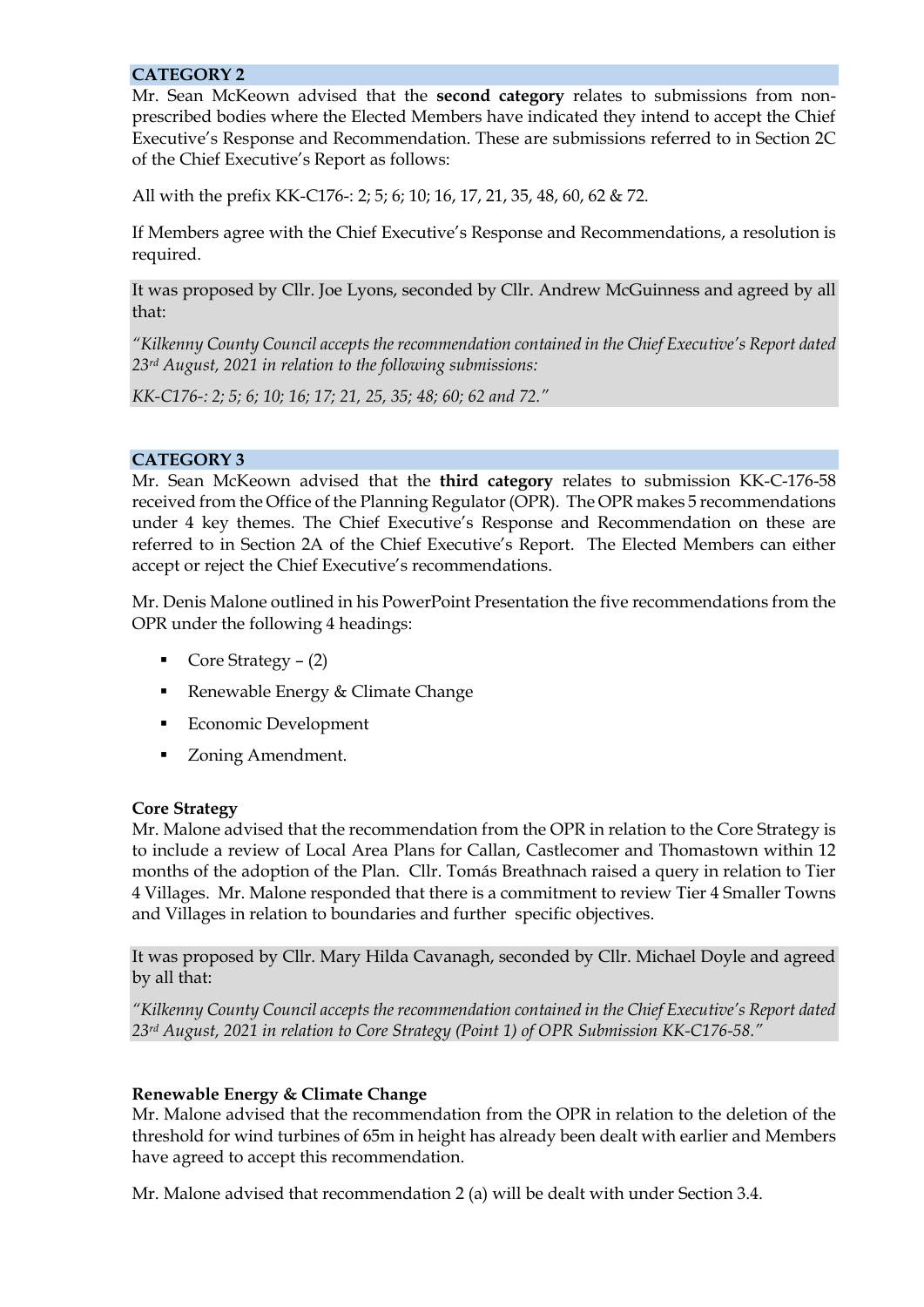## CATEGORY 2

Mr. Sean McKeown advised that the **second category** relates to submissions from non-prescribed bodies where the Elected Members have indicated they intend to accept the Chief Executive's Response and Recommendation. These are submissions referred to in Section 2C of the Chief Executive's Report as follows:

All with the prefix KK-C176-: 2; 5; 6; 10; 16, 17, 21, 35, 48, 60, 62 & 72.

If Members agree with the Chief Executive's Response and Recommendations, a resolution is required.

It was proposed by Cllr. Joe Lyons, seconded by Cllr. Andrew McGuinness and agreed by all that:

*"Kilkenny County Council accepts the recommendation contained in the Chief Executive's Report dated 23rd August, 2021 in relation to the following submissions:*

*KK-C176-: 2; 5; 6; 10; 16; 17; 21, 25, 35; 48; 60; 62 and 72."*

## CATEGORY 3

Mr. Sean McKeown advised that the **third category** relates to submission KK-C-176-58 received from the Office of the Planning Regulator (OPR). The OPR makes 5 recommendations under 4 key themes. The Chief Executive's Response and Recommendation on these are referred to in Section 2A of the Chief Executive's Report. The Elected Members can either accept or reject the Chief Executive's recommendations.

Mr. Denis Malone outlined in his PowerPoint Presentation the five recommendations from the OPR under the following 4 headings:

- Core Strategy – (2)
- Renewable Energy & Climate Change
- Economic Development
- Zoning Amendment.

**Core Strategy**

Mr. Malone advised that the recommendation from the OPR in relation to the Core Strategy is to include a review of Local Area Plans for Callan, Castlecomer and Thomastown within 12 months of the adoption of the Plan. Cllr. Tomás Breathnach raised a query in relation to Tier 4 Villages. Mr. Malone responded that there is a commitment to review Tier 4 Smaller Towns and Villages in relation to boundaries and further specific objectives.

It was proposed by Cllr. Mary Hilda Cavanagh, seconded by Cllr. Michael Doyle and agreed by all that:

*"Kilkenny County Council accepts the recommendation contained in the Chief Executive's Report dated 23rd August, 2021 in relation to Core Strategy (Point 1) of OPR Submission KK-C176-58."*

**Renewable Energy & Climate Change**

Mr. Malone advised that the recommendation from the OPR in relation to the deletion of the threshold for wind turbines of 65m in height has already been dealt with earlier and Members have agreed to accept this recommendation.

Mr. Malone advised that recommendation 2 (a) will be dealt with under Section 3.4.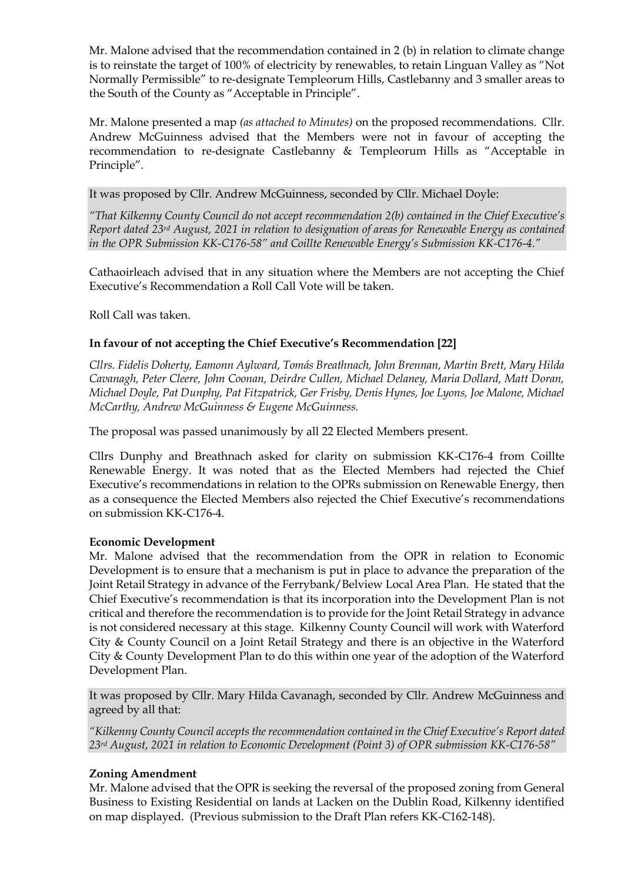Mr. Malone advised that the recommendation contained in 2 (b) in relation to climate change is to reinstate the target of 100% of electricity by renewables, to retain Linguan Valley as "Not Normally Permissible" to re-designate Templeorum Hills, Castlebanny and 3 smaller areas to the South of the County as "Acceptable in Principle".

Mr. Malone presented a map *(as attached to Minutes)* on the proposed recommendations. Cllr. Andrew McGuinness advised that the Members were not in favour of accepting the recommendation to re-designate Castlebanny & Templeorum Hills as "Acceptable in Principle".

It was proposed by Cllr. Andrew McGuinness, seconded by Cllr. Michael Doyle:

*"That Kilkenny County Council do not accept recommendation 2(b) contained in the Chief Executive's Report dated 23rd August, 2021 in relation to designation of areas for Renewable Energy as contained in the OPR Submission KK-C176-58" and Coillte Renewable Energy's Submission KK-C176-4."*

Cathaoirleach advised that in any situation where the Members are not accepting the Chief Executive's Recommendation a Roll Call Vote will be taken.

Roll Call was taken.

**In favour of not accepting the Chief Executive's Recommendation [22]**

*Cllrs. Fidelis Doherty, Eamonn Aylward, Tomás Breathnach, John Brennan, Martin Brett, Mary Hilda Cavanagh, Peter Cleere, John Coonan, Deirdre Cullen, Michael Delaney, Maria Dollard, Matt Doran, Michael Doyle, Pat Dunphy, Pat Fitzpatrick, Ger Frisby, Denis Hynes, Joe Lyons, Joe Malone, Michael McCarthy, Andrew McGuinness & Eugene McGuinness.*

The proposal was passed unanimously by all 22 Elected Members present.

Cllrs Dunphy and Breathnach asked for clarity on submission KK-C176-4 from Coillte Renewable Energy. It was noted that as the Elected Members had rejected the Chief Executive's recommendations in relation to the OPRs submission on Renewable Energy, then as a consequence the Elected Members also rejected the Chief Executive's recommendations on submission KK-C176-4.

**Economic Development**

Mr. Malone advised that the recommendation from the OPR in relation to Economic Development is to ensure that a mechanism is put in place to advance the preparation of the Joint Retail Strategy in advance of the Ferrybank/Belview Local Area Plan. He stated that the Chief Executive's recommendation is that its incorporation into the Development Plan is not critical and therefore the recommendation is to provide for the Joint Retail Strategy in advance is not considered necessary at this stage. Kilkenny County Council will work with Waterford City & County Council on a Joint Retail Strategy and there is an objective in the Waterford City & County Development Plan to do this within one year of the adoption of the Waterford Development Plan.

It was proposed by Cllr. Mary Hilda Cavanagh, seconded by Cllr. Andrew McGuinness and agreed by all that:

*"Kilkenny County Council accepts the recommendation contained in the Chief Executive's Report dated 23rd August, 2021 in relation to Economic Development (Point 3) of OPR submission KK-C176-58"*

**Zoning Amendment**

Mr. Malone advised that the OPR is seeking the reversal of the proposed zoning from General Business to Existing Residential on lands at Lacken on the Dublin Road, Kilkenny identified on map displayed. (Previous submission to the Draft Plan refers KK-C162-148).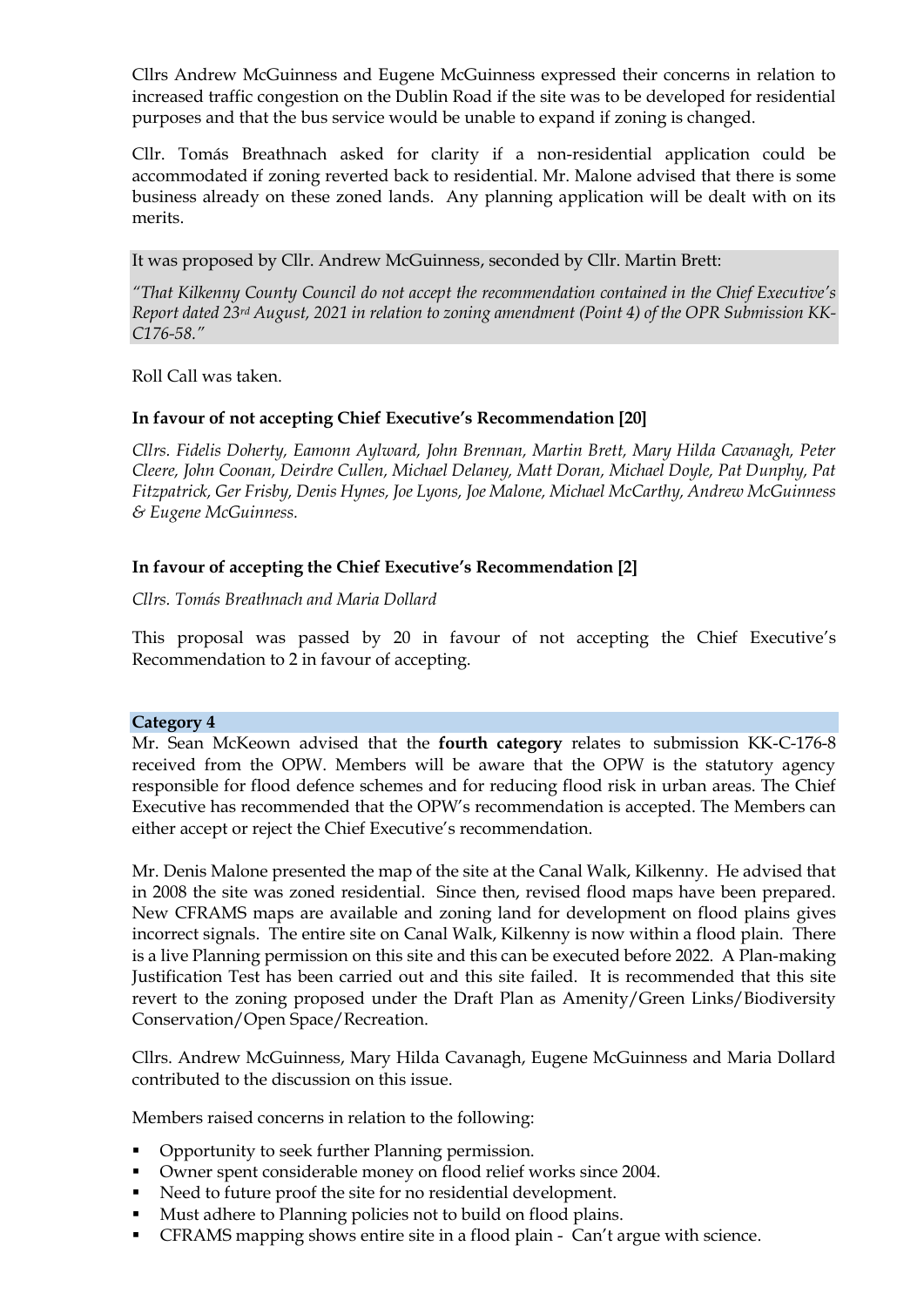Cllrs Andrew McGuinness and Eugene McGuinness expressed their concerns in relation to increased traffic congestion on the Dublin Road if the site was to be developed for residential purposes and that the bus service would be unable to expand if zoning is changed.

Cllr. Tomás Breathnach asked for clarity if a non-residential application could be accommodated if zoning reverted back to residential. Mr. Malone advised that there is some business already on these zoned lands. Any planning application will be dealt with on its merits.

It was proposed by Cllr. Andrew McGuinness, seconded by Cllr. Martin Brett:

*"That Kilkenny County Council do not accept the recommendation contained in the Chief Executive's Report dated 23rd August, 2021 in relation to zoning amendment (Point 4) of the OPR Submission KK-C176-58."*

Roll Call was taken.

**In favour of not accepting Chief Executive's Recommendation [20]**

*Cllrs. Fidelis Doherty, Eamonn Aylward, John Brennan, Martin Brett, Mary Hilda Cavanagh, Peter Cleere, John Coonan, Deirdre Cullen, Michael Delaney, Matt Doran, Michael Doyle, Pat Dunphy, Pat Fitzpatrick, Ger Frisby, Denis Hynes, Joe Lyons, Joe Malone, Michael McCarthy, Andrew McGuinness & Eugene McGuinness.*

**In favour of accepting the Chief Executive's Recommendation [2]**

*Cllrs. Tomás Breathnach and Maria Dollard*

This proposal was passed by 20 in favour of not accepting the Chief Executive's Recommendation to 2 in favour of accepting.

**Category 4**

Mr. Sean McKeown advised that the **fourth category** relates to submission KK-C-176-8 received from the OPW. Members will be aware that the OPW is the statutory agency responsible for flood defence schemes and for reducing flood risk in urban areas. The Chief Executive has recommended that the OPW's recommendation is accepted. The Members can either accept or reject the Chief Executive's recommendation.

Mr. Denis Malone presented the map of the site at the Canal Walk, Kilkenny. He advised that in 2008 the site was zoned residential. Since then, revised flood maps have been prepared. New CFRAMS maps are available and zoning land for development on flood plains gives incorrect signals. The entire site on Canal Walk, Kilkenny is now within a flood plain. There is a live Planning permission on this site and this can be executed before 2022. A Plan-making Justification Test has been carried out and this site failed. It is recommended that this site revert to the zoning proposed under the Draft Plan as Amenity/Green Links/Biodiversity Conservation/Open Space/Recreation.

Cllrs. Andrew McGuinness, Mary Hilda Cavanagh, Eugene McGuinness and Maria Dollard contributed to the discussion on this issue.

Members raised concerns in relation to the following:

- Opportunity to seek further Planning permission.
- Owner spent considerable money on flood relief works since 2004.
- Need to future proof the site for no residential development.
- Must adhere to Planning policies not to build on flood plains.
- CFRAMS mapping shows entire site in a flood plain - Can't argue with science.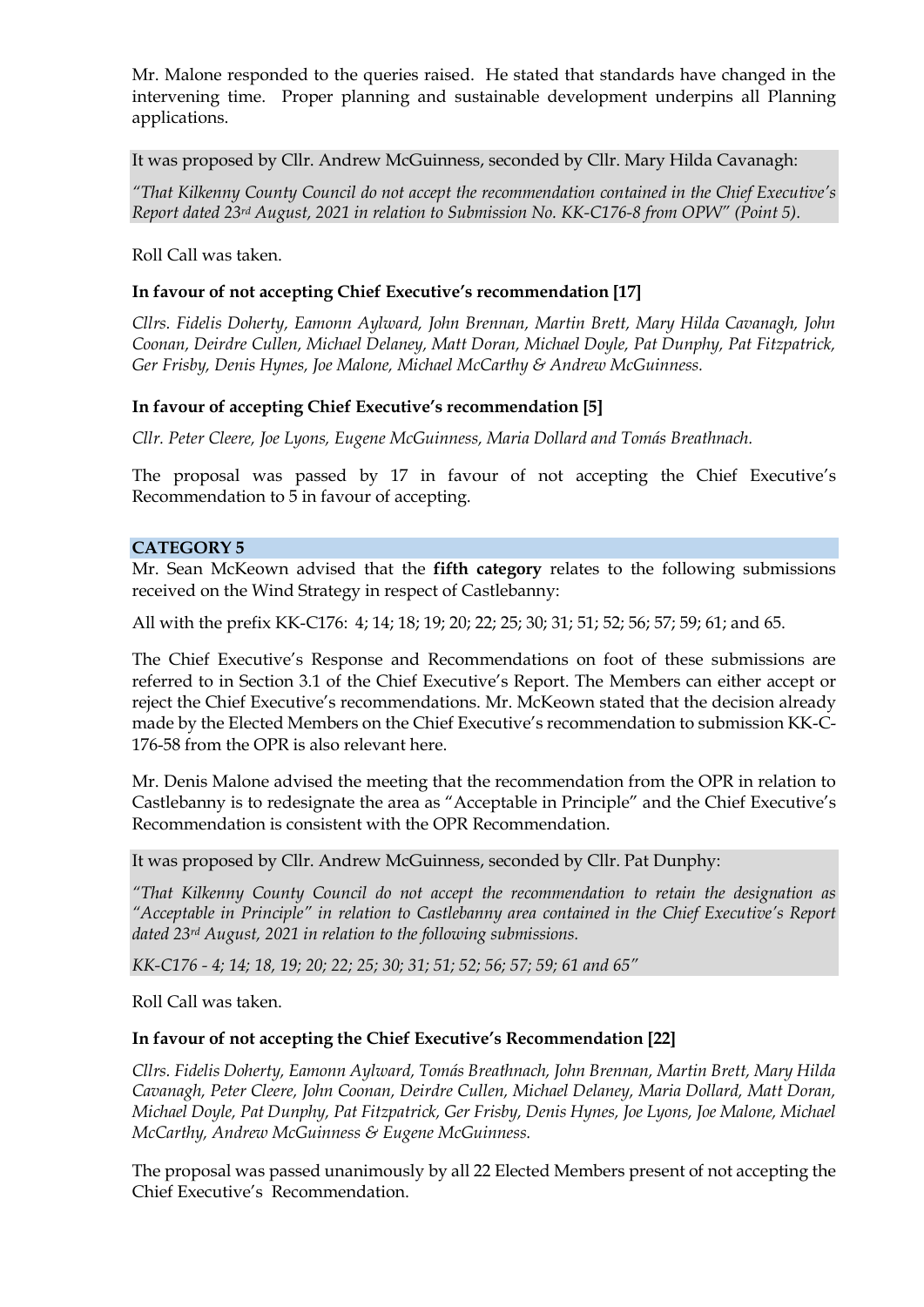Mr. Malone responded to the queries raised. He stated that standards have changed in the intervening time. Proper planning and sustainable development underpins all Planning applications.

It was proposed by Cllr. Andrew McGuinness, seconded by Cllr. Mary Hilda Cavanagh:

*"That Kilkenny County Council do not accept the recommendation contained in the Chief Executive's Report dated 23rd August, 2021 in relation to Submission No. KK-C176-8 from OPW" (Point 5).*

Roll Call was taken.

**In favour of not accepting Chief Executive's recommendation [17]**

*Cllrs. Fidelis Doherty, Eamonn Aylward, John Brennan, Martin Brett, Mary Hilda Cavanagh, John Coonan, Deirdre Cullen, Michael Delaney, Matt Doran, Michael Doyle, Pat Dunphy, Pat Fitzpatrick, Ger Frisby, Denis Hynes, Joe Malone, Michael McCarthy & Andrew McGuinness.*

**In favour of accepting Chief Executive's recommendation [5]**

*Cllr. Peter Cleere, Joe Lyons, Eugene McGuinness, Maria Dollard and Tomás Breathnach.*

The proposal was passed by 17 in favour of not accepting the Chief Executive's Recommendation to 5 in favour of accepting.

## CATEGORY 5

Mr. Sean McKeown advised that the **fifth category** relates to the following submissions received on the Wind Strategy in respect of Castlebanny:

All with the prefix KK-C176: 4; 14; 18; 19; 20; 22; 25; 30; 31; 51; 52; 56; 57; 59; 61; and 65.

The Chief Executive's Response and Recommendations on foot of these submissions are referred to in Section 3.1 of the Chief Executive's Report. The Members can either accept or reject the Chief Executive's recommendations. Mr. McKeown stated that the decision already made by the Elected Members on the Chief Executive's recommendation to submission KK-C-176-58 from the OPR is also relevant here.

Mr. Denis Malone advised the meeting that the recommendation from the OPR in relation to Castlebanny is to redesignate the area as "Acceptable in Principle" and the Chief Executive's Recommendation is consistent with the OPR Recommendation.

It was proposed by Cllr. Andrew McGuinness, seconded by Cllr. Pat Dunphy:

*"That Kilkenny County Council do not accept the recommendation to retain the designation as "Acceptable in Principle" in relation to Castlebanny area contained in the Chief Executive's Report dated 23rd August, 2021 in relation to the following submissions.*

*KK-C176 - 4; 14; 18, 19; 20; 22; 25; 30; 31; 51; 52; 56; 57; 59; 61 and 65"*

Roll Call was taken.

**In favour of not accepting the Chief Executive's Recommendation [22]**

*Cllrs. Fidelis Doherty, Eamonn Aylward, Tomás Breathnach, John Brennan, Martin Brett, Mary Hilda Cavanagh, Peter Cleere, John Coonan, Deirdre Cullen, Michael Delaney, Maria Dollard, Matt Doran, Michael Doyle, Pat Dunphy, Pat Fitzpatrick, Ger Frisby, Denis Hynes, Joe Lyons, Joe Malone, Michael McCarthy, Andrew McGuinness & Eugene McGuinness.*

The proposal was passed unanimously by all 22 Elected Members present of not accepting the Chief Executive's Recommendation.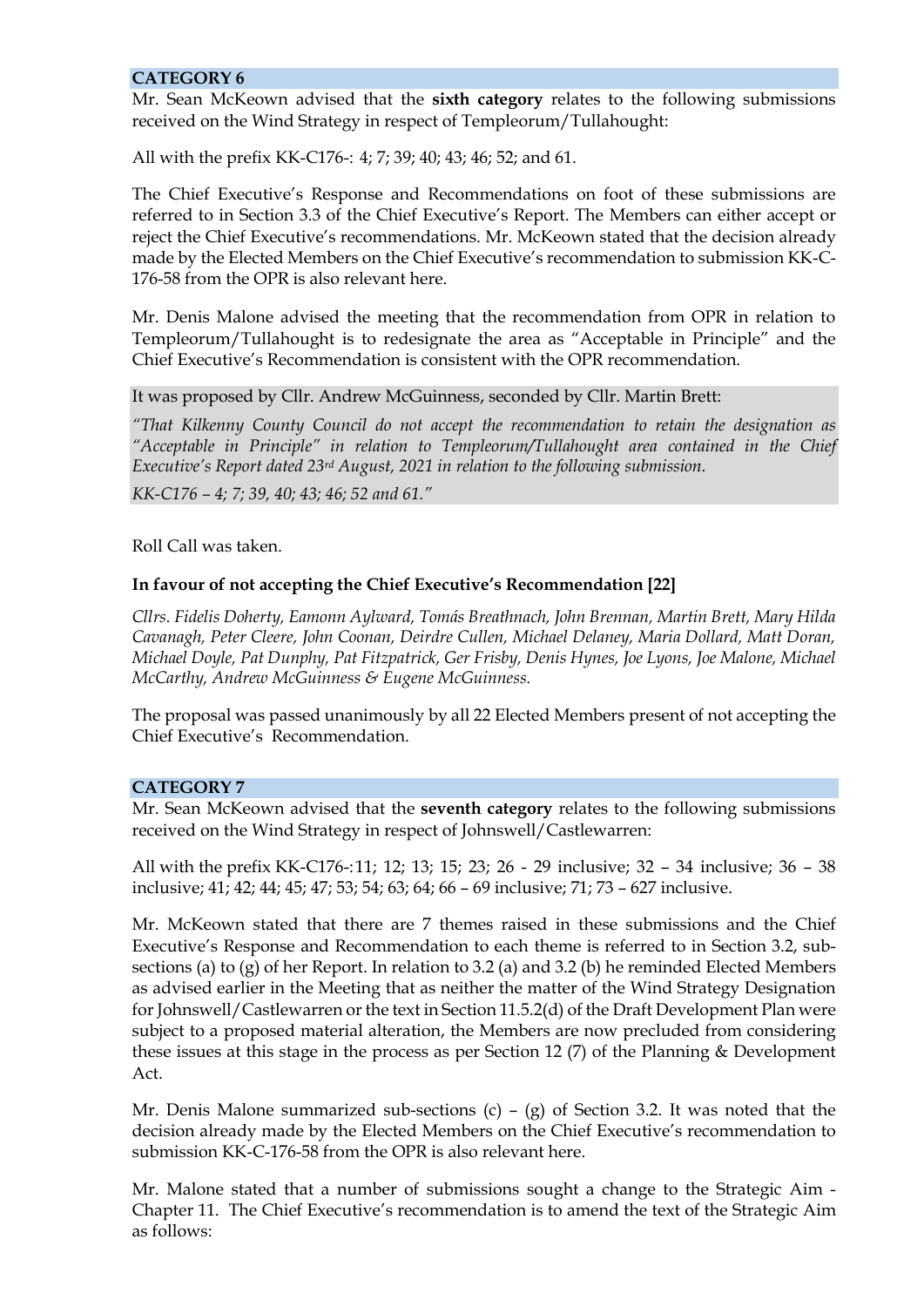## CATEGORY 6

Mr. Sean McKeown advised that the **sixth category** relates to the following submissions received on the Wind Strategy in respect of Templeorum/Tullahought:

All with the prefix KK-C176-: 4; 7; 39; 40; 43; 46; 52; and 61.

The Chief Executive's Response and Recommendations on foot of these submissions are referred to in Section 3.3 of the Chief Executive's Report. The Members can either accept or reject the Chief Executive's recommendations. Mr. McKeown stated that the decision already made by the Elected Members on the Chief Executive's recommendation to submission KK-C-176-58 from the OPR is also relevant here.

Mr. Denis Malone advised the meeting that the recommendation from OPR in relation to Templeorum/Tullahought is to redesignate the area as "Acceptable in Principle" and the Chief Executive's Recommendation is consistent with the OPR recommendation.

It was proposed by Cllr. Andrew McGuinness, seconded by Cllr. Martin Brett:

*"That Kilkenny County Council do not accept the recommendation to retain the designation as "Acceptable in Principle" in relation to Templeorum/Tullahought area contained in the Chief Executive's Report dated 23rd August, 2021 in relation to the following submission.*

*KK-C176 – 4; 7; 39, 40; 43; 46; 52 and 61."*

Roll Call was taken.

**In favour of not accepting the Chief Executive's Recommendation [22]**

*Cllrs. Fidelis Doherty, Eamonn Aylward, Tomás Breathnach, John Brennan, Martin Brett, Mary Hilda Cavanagh, Peter Cleere, John Coonan, Deirdre Cullen, Michael Delaney, Maria Dollard, Matt Doran, Michael Doyle, Pat Dunphy, Pat Fitzpatrick, Ger Frisby, Denis Hynes, Joe Lyons, Joe Malone, Michael McCarthy, Andrew McGuinness & Eugene McGuinness.*

The proposal was passed unanimously by all 22 Elected Members present of not accepting the Chief Executive's Recommendation.

## CATEGORY 7

Mr. Sean McKeown advised that the **seventh category** relates to the following submissions received on the Wind Strategy in respect of Johnswell/Castlewarren:

All with the prefix KK-C176-:11; 12; 13; 15; 23; 26 - 29 inclusive; 32 – 34 inclusive; 36 – 38 inclusive; 41; 42; 44; 45; 47; 53; 54; 63; 64; 66 – 69 inclusive; 71; 73 – 627 inclusive.

Mr. McKeown stated that there are 7 themes raised in these submissions and the Chief Executive's Response and Recommendation to each theme is referred to in Section 3.2, sub-sections (a) to (g) of her Report. In relation to 3.2 (a) and 3.2 (b) he reminded Elected Members as advised earlier in the Meeting that as neither the matter of the Wind Strategy Designation for Johnswell/Castlewarren or the text in Section 11.5.2(d) of the Draft Development Plan were subject to a proposed material alteration, the Members are now precluded from considering these issues at this stage in the process as per Section 12 (7) of the Planning & Development Act.

Mr. Denis Malone summarized sub-sections (c) – (g) of Section 3.2. It was noted that the decision already made by the Elected Members on the Chief Executive's recommendation to submission KK-C-176-58 from the OPR is also relevant here.

Mr. Malone stated that a number of submissions sought a change to the Strategic Aim - Chapter 11. The Chief Executive's recommendation is to amend the text of the Strategic Aim as follows: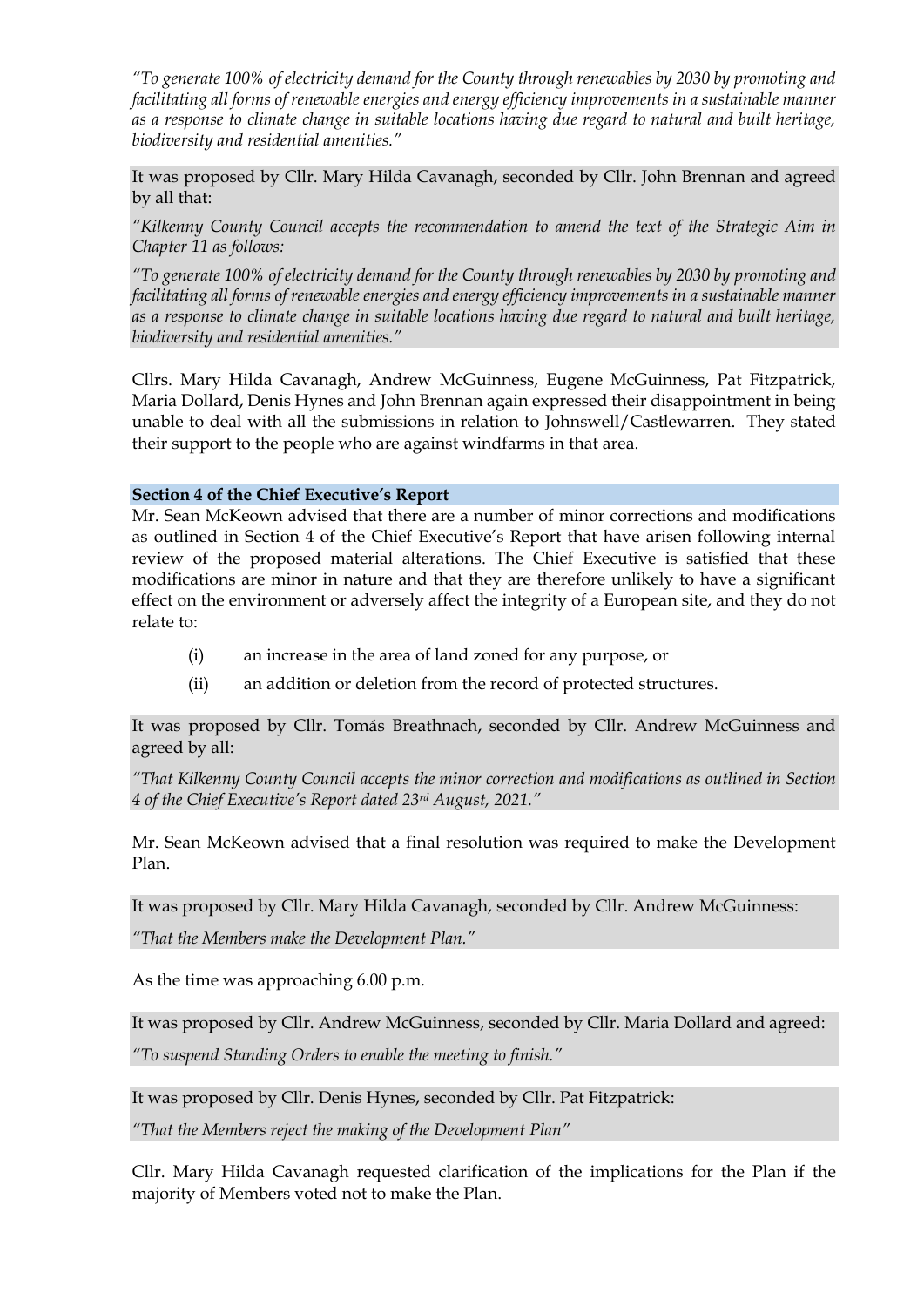*"To generate 100% of electricity demand for the County through renewables by 2030 by promoting and facilitating all forms of renewable energies and energy efficiency improvements in a sustainable manner as a response to climate change in suitable locations having due regard to natural and built heritage, biodiversity and residential amenities."*

It was proposed by Cllr. Mary Hilda Cavanagh, seconded by Cllr. John Brennan and agreed by all that:

*"Kilkenny County Council accepts the recommendation to amend the text of the Strategic Aim in Chapter 11 as follows:*

*"To generate 100% of electricity demand for the County through renewables by 2030 by promoting and facilitating all forms of renewable energies and energy efficiency improvements in a sustainable manner as a response to climate change in suitable locations having due regard to natural and built heritage, biodiversity and residential amenities."*

Cllrs. Mary Hilda Cavanagh, Andrew McGuinness, Eugene McGuinness, Pat Fitzpatrick, Maria Dollard, Denis Hynes and John Brennan again expressed their disappointment in being unable to deal with all the submissions in relation to Johnswell/Castlewarren. They stated their support to the people who are against windfarms in that area.

**Section 4 of the Chief Executive's Report**

Mr. Sean McKeown advised that there are a number of minor corrections and modifications as outlined in Section 4 of the Chief Executive's Report that have arisen following internal review of the proposed material alterations. The Chief Executive is satisfied that these modifications are minor in nature and that they are therefore unlikely to have a significant effect on the environment or adversely affect the integrity of a European site, and they do not relate to:

(i) an increase in the area of land zoned for any purpose, or

(ii) an addition or deletion from the record of protected structures.

It was proposed by Cllr. Tomás Breathnach, seconded by Cllr. Andrew McGuinness and agreed by all:

*"That Kilkenny County Council accepts the minor correction and modifications as outlined in Section 4 of the Chief Executive's Report dated 23rd August, 2021."*

Mr. Sean McKeown advised that a final resolution was required to make the Development Plan.

It was proposed by Cllr. Mary Hilda Cavanagh, seconded by Cllr. Andrew McGuinness:

*"That the Members make the Development Plan."*

As the time was approaching 6.00 p.m.

It was proposed by Cllr. Andrew McGuinness, seconded by Cllr. Maria Dollard and agreed:

*"To suspend Standing Orders to enable the meeting to finish."*

It was proposed by Cllr. Denis Hynes, seconded by Cllr. Pat Fitzpatrick:

*"That the Members reject the making of the Development Plan"*

Cllr. Mary Hilda Cavanagh requested clarification of the implications for the Plan if the majority of Members voted not to make the Plan.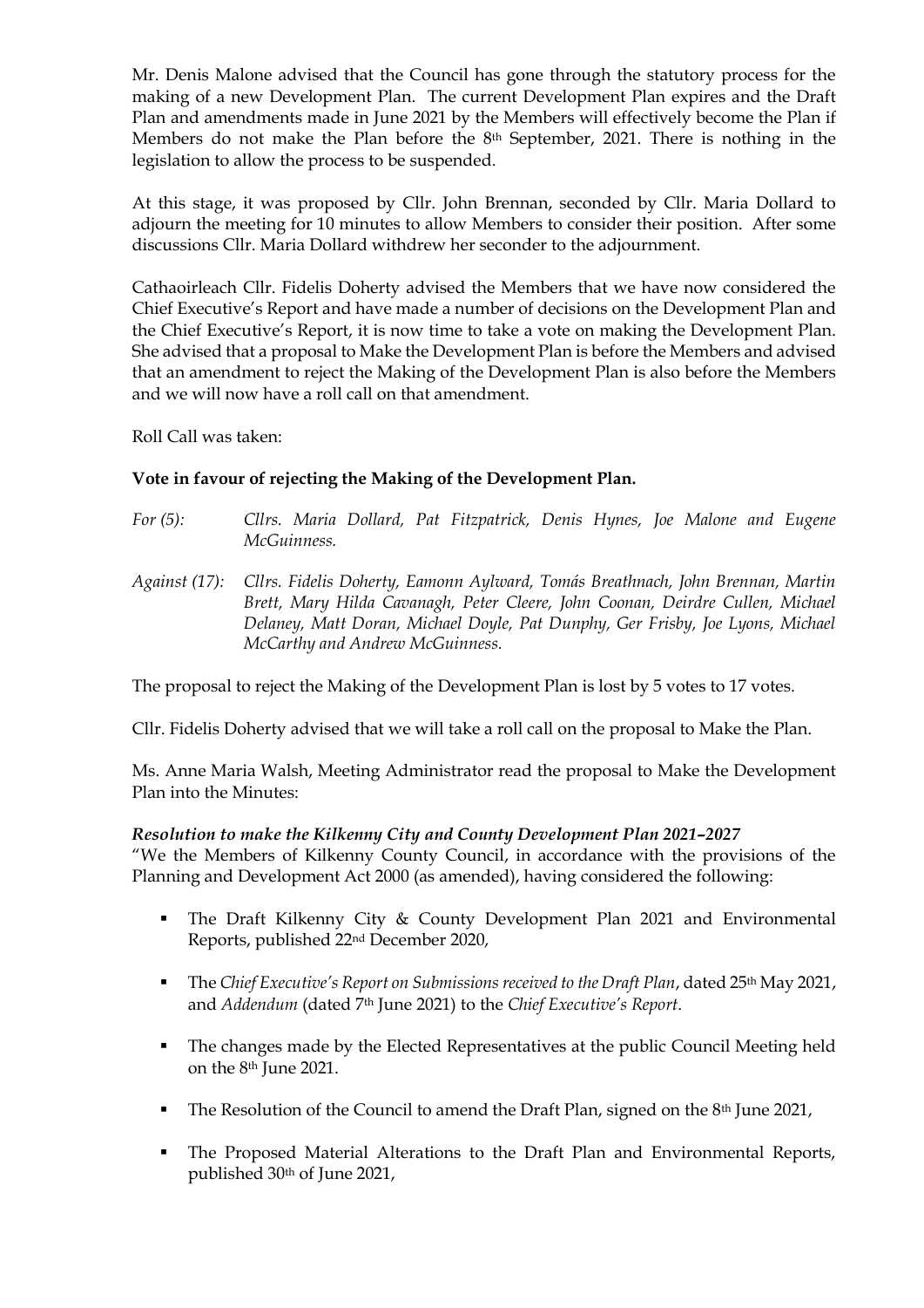Mr. Denis Malone advised that the Council has gone through the statutory process for the making of a new Development Plan. The current Development Plan expires and the Draft Plan and amendments made in June 2021 by the Members will effectively become the Plan if Members do not make the Plan before the 8th September, 2021. There is nothing in the legislation to allow the process to be suspended.

At this stage, it was proposed by Cllr. John Brennan, seconded by Cllr. Maria Dollard to adjourn the meeting for 10 minutes to allow Members to consider their position. After some discussions Cllr. Maria Dollard withdrew her seconder to the adjournment.

Cathaoirleach Cllr. Fidelis Doherty advised the Members that we have now considered the Chief Executive's Report and have made a number of decisions on the Development Plan and the Chief Executive's Report, it is now time to take a vote on making the Development Plan. She advised that a proposal to Make the Development Plan is before the Members and advised that an amendment to reject the Making of the Development Plan is also before the Members and we will now have a roll call on that amendment.

Roll Call was taken:

**Vote in favour of rejecting the Making of the Development Plan.**

*For (5):* *Cllrs. Maria Dollard, Pat Fitzpatrick, Denis Hynes, Joe Malone and Eugene McGuinness.*

*Against (17):* *Cllrs. Fidelis Doherty, Eamonn Aylward, Tomás Breathnach, John Brennan, Martin Brett, Mary Hilda Cavanagh, Peter Cleere, John Coonan, Deirdre Cullen, Michael Delaney, Matt Doran, Michael Doyle, Pat Dunphy, Ger Frisby, Joe Lyons, Michael McCarthy and Andrew McGuinness.*

The proposal to reject the Making of the Development Plan is lost by 5 votes to 17 votes.

Cllr. Fidelis Doherty advised that we will take a roll call on the proposal to Make the Plan.

Ms. Anne Maria Walsh, Meeting Administrator read the proposal to Make the Development Plan into the Minutes:

***Resolution to make the Kilkenny City and County Development Plan 2021–2027***

"We the Members of Kilkenny County Council, in accordance with the provisions of the Planning and Development Act 2000 (as amended), having considered the following:

- The Draft Kilkenny City & County Development Plan 2021 and Environmental Reports, published 22nd December 2020,
- The *Chief Executive's Report on Submissions received to the Draft Plan*, dated 25th May 2021, and *Addendum* (dated 7th June 2021) to the *Chief Executive's Report*.
- The changes made by the Elected Representatives at the public Council Meeting held on the 8th June 2021.
- The Resolution of the Council to amend the Draft Plan, signed on the 8th June 2021,
- The Proposed Material Alterations to the Draft Plan and Environmental Reports, published 30th of June 2021,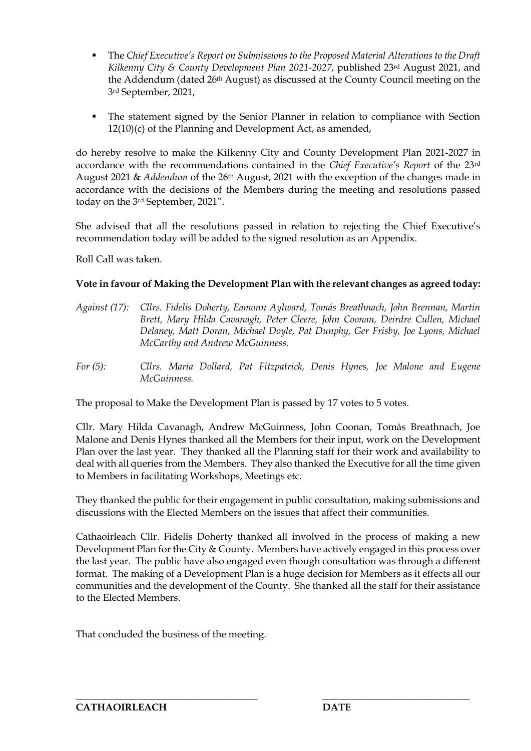- The *Chief Executive's Report on Submissions to the Proposed Material Alterations to the Draft Kilkenny City & County Development Plan 2021-2027*, published 23rd August 2021, and the Addendum (dated 26th August) as discussed at the County Council meeting on the 3rd September, 2021,

- The statement signed by the Senior Planner in relation to compliance with Section 12(10)(c) of the Planning and Development Act, as amended,

do hereby resolve to make the Kilkenny City and County Development Plan 2021-2027 in accordance with the recommendations contained in the *Chief Executive's Report* of the 23rd August 2021 & *Addendum* of the 26th August, 2021 with the exception of the changes made in accordance with the decisions of the Members during the meeting and resolutions passed today on the 3rd September, 2021".

She advised that all the resolutions passed in relation to rejecting the Chief Executive's recommendation today will be added to the signed resolution as an Appendix.

Roll Call was taken.

**Vote in favour of Making the Development Plan with the relevant changes as agreed today:**

*Against (17): Cllrs. Fidelis Doherty, Eamonn Aylward, Tomás Breathnach, John Brennan, Martin Brett, Mary Hilda Cavanagh, Peter Cleere, John Coonan, Deirdre Cullen, Michael Delaney, Matt Doran, Michael Doyle, Pat Dunphy, Ger Frisby, Joe Lyons, Michael McCarthy and Andrew McGuinness.*

*For (5): Cllrs. Maria Dollard, Pat Fitzpatrick, Denis Hynes, Joe Malone and Eugene McGuinness.*

The proposal to Make the Development Plan is passed by 17 votes to 5 votes.

Cllr. Mary Hilda Cavanagh, Andrew McGuinness, John Coonan, Tomás Breathnach, Joe Malone and Denis Hynes thanked all the Members for their input, work on the Development Plan over the last year. They thanked all the Planning staff for their work and availability to deal with all queries from the Members. They also thanked the Executive for all the time given to Members in facilitating Workshops, Meetings etc.

They thanked the public for their engagement in public consultation, making submissions and discussions with the Elected Members on the issues that affect their communities.

Cathaoirleach Cllr. Fidelis Doherty thanked all involved in the process of making a new Development Plan for the City & County. Members have actively engaged in this process over the last year. The public have also engaged even though consultation was through a different format. The making of a Development Plan is a huge decision for Members as it effects all our communities and the development of the County. She thanked all the staff for their assistance to the Elected Members.

That concluded the business of the meeting.

\_\_\_\_\_\_\_\_\_\_\_\_\_\_\_\_\_\_\_\_\_\_\_\_\_\_\_\_\_\_\_\_ \_\_\_\_\_\_\_\_\_\_\_\_\_\_\_\_\_\_\_\_\_\_\_\_\_\_

**CATHAOIRLEACH** **DATE**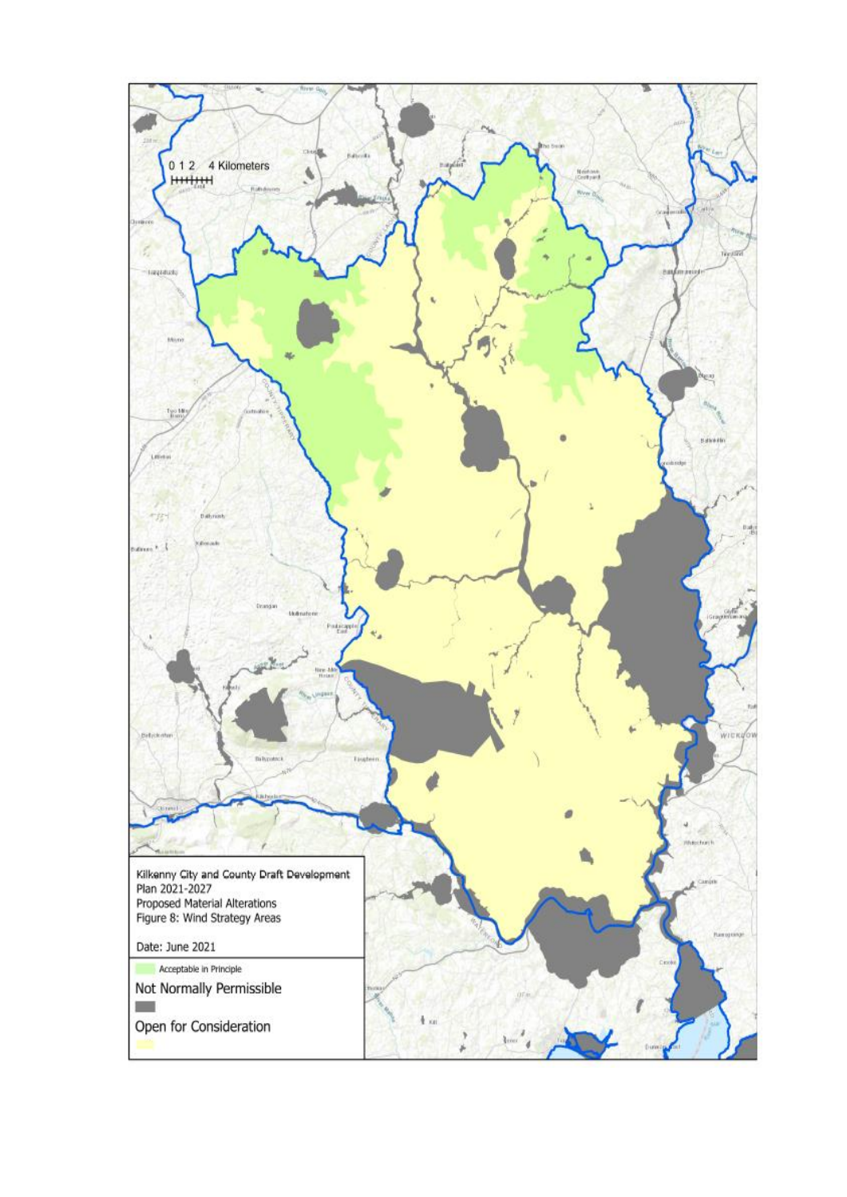0 1 2 4 Kilometers

Kilkenny City and County Draft Development Plan 2021-2027
Proposed Material Alterations
Figure 8: Wind Strategy Areas

Date: June 2021

Acceptable in Principle

Not Normally Permissible

Open for Consideration